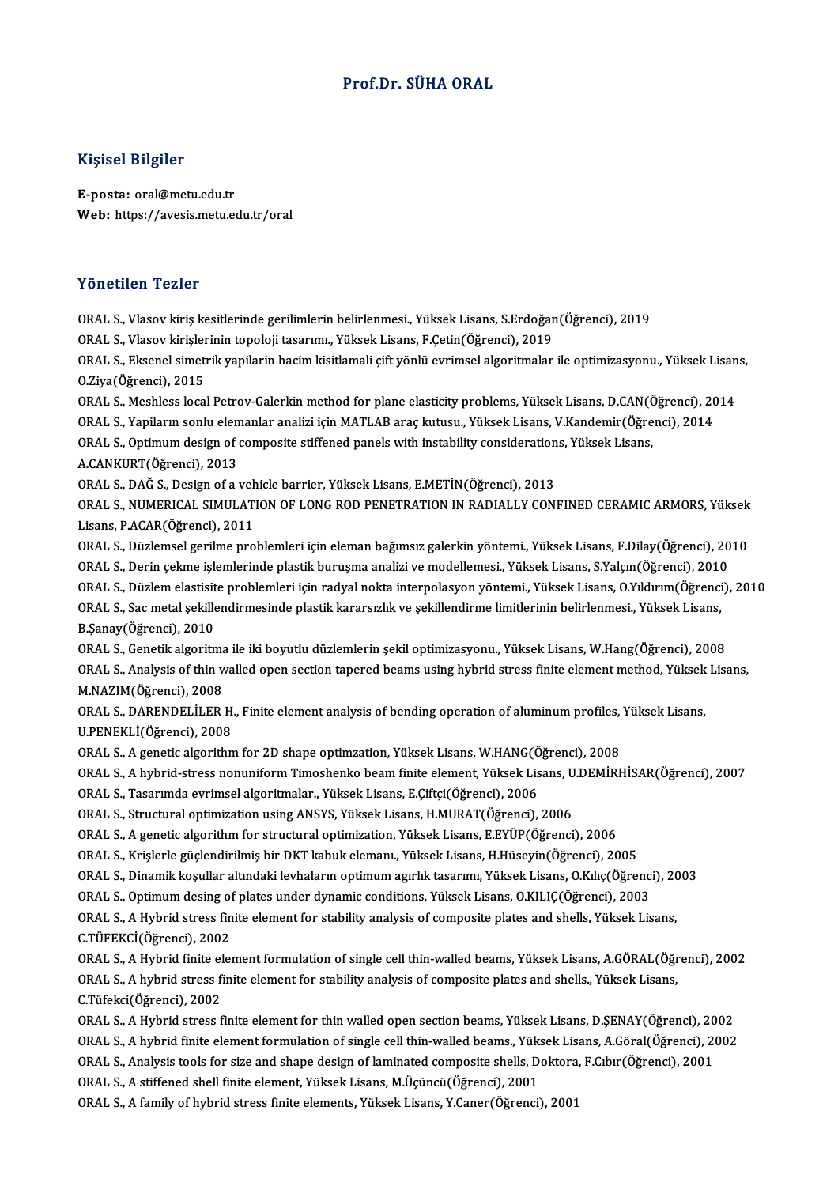# Prof.Dr. SÜHA ORAL

## Kişisel Bilgiler

**E-posta:** oral@metu.edu.tr
**Web:** https://avesis.metu.edu.tr/oral

## Yönetilen Tezler

ORAL S., Vlasov kiriş kesitlerinde gerilimlerin belirlenmesi., Yüksek Lisans, S.Erdoğan(Öğrenci), 2019

ORAL S., Vlasov kirişlerinin topoloji tasarımı., Yüksek Lisans, F.Çetin(Öğrenci), 2019

ORAL S., Eksenel simetrik yapilarin hacim kisitlamali çift yönlü evrimsel algoritmalar ile optimizasyonu., Yüksek Lisans, O.Ziya(Öğrenci), 2015

ORAL S., Meshless local Petrov-Galerkin method for plane elasticity problems, Yüksek Lisans, D.CAN(Öğrenci), 2014

ORAL S., Yapiların sonlu elemanlar analizi için MATLAB araç kutusu., Yüksek Lisans, V.Kandemir(Öğrenci), 2014

ORAL S., Optimum design of composite stiffened panels with instability considerations, Yüksek Lisans, A.CANKURT(Öğrenci), 2013

ORAL S., DAĞ S., Design of a vehicle barrier, Yüksek Lisans, E.METİN(Öğrenci), 2013

ORAL S., NUMERICAL SIMULATION OF LONG ROD PENETRATION IN RADIALLY CONFINED CERAMIC ARMORS, Yüksek Lisans, P.ACAR(Öğrenci), 2011

ORAL S., Düzlemsel gerilme problemleri için eleman bağımsız galerkin yöntemi., Yüksek Lisans, F.Dilay(Öğrenci), 2010

ORAL S., Derin çekme işlemlerinde plastik buruşma analizi ve modellemesi., Yüksek Lisans, S.Yalçın(Öğrenci), 2010

ORAL S., Düzlem elastisite problemleri için radyal nokta interpolasyon yöntemi., Yüksek Lisans, O.Yıldırım(Öğrenci), 2010

ORAL S., Sac metal şekillendirmesinde plastik kararsızlık ve şekillendirme limitlerinin belirlenmesi., Yüksek Lisans, B.Şanay(Öğrenci), 2010

ORAL S., Genetik algoritma ile iki boyutlu düzlemlerin şekil optimizasyonu., Yüksek Lisans, W.Hang(Öğrenci), 2008

ORAL S., Analysis of thin walled open section tapered beams using hybrid stress finite element method, Yüksek Lisans, M.NAZIM(Öğrenci), 2008

ORAL S., DARENDELİLER H., Finite element analysis of bending operation of aluminum profiles, Yüksek Lisans, U.PENEKLİ(Öğrenci), 2008

ORAL S., A genetic algorithm for 2D shape optimzation, Yüksek Lisans, W.HANG(Öğrenci), 2008

ORAL S., A hybrid-stress nonuniform Timoshenko beam finite element, Yüksek Lisans, U.DEMİRHİSAR(Öğrenci), 2007

ORAL S., Tasarımda evrimsel algoritmalar., Yüksek Lisans, E.Çiftçi(Öğrenci), 2006

ORAL S., Structural optimization using ANSYS, Yüksek Lisans, H.MURAT(Öğrenci), 2006

ORAL S., A genetic algorithm for structural optimization, Yüksek Lisans, E.EYÜP(Öğrenci), 2006

ORAL S., Krişlerle güçlendirilmiş bir DKT kabuk elemanı., Yüksek Lisans, H.Hüseyin(Öğrenci), 2005

ORAL S., Dinamik koşullar altındaki levhaların optimum agırlık tasarımı, Yüksek Lisans, O.Kılıç(Öğrenci), 2003

ORAL S., Optimum desing of plates under dynamic conditions, Yüksek Lisans, O.KILIÇ(Öğrenci), 2003

ORAL S., A Hybrid stress finite element for stability analysis of composite plates and shells, Yüksek Lisans, C.TÜFEKCİ(Öğrenci), 2002

ORAL S., A Hybrid finite element formulation of single cell thin-walled beams, Yüksek Lisans, A.GÖRAL(Öğrenci), 2002

ORAL S., A hybrid stress finite element for stability analysis of composite plates and shells., Yüksek Lisans, C.Tüfekci(Öğrenci), 2002

ORAL S., A Hybrid stress finite element for thin walled open section beams, Yüksek Lisans, D.ŞENAY(Öğrenci), 2002

ORAL S., A hybrid finite element formulation of single cell thin-walled beams., Yüksek Lisans, A.Göral(Öğrenci), 2002

ORAL S., Analysis tools for size and shape design of laminated composite shells, Doktora, F.Cıbır(Öğrenci), 2001

ORAL S., A stiffened shell finite element, Yüksek Lisans, M.Üçüncü(Öğrenci), 2001

ORAL S., A family of hybrid stress finite elements, Yüksek Lisans, Y.Caner(Öğrenci), 2001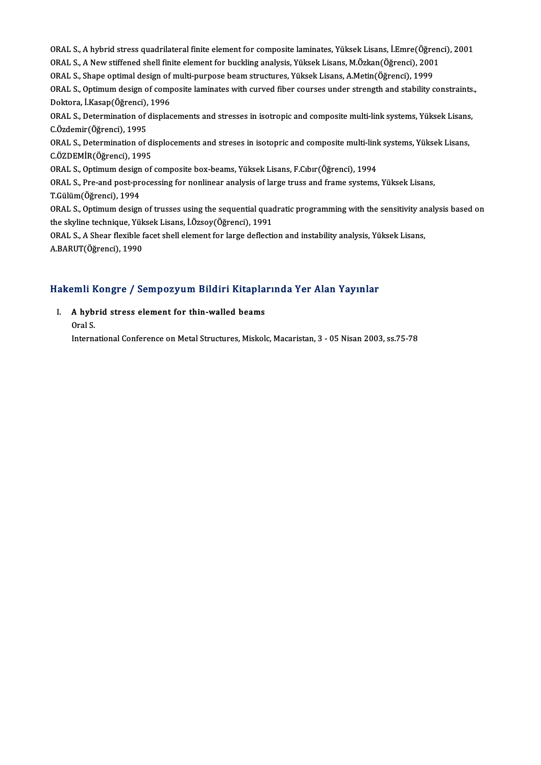ORAL S., A hybrid stress quadrilateral finite element for composite laminates, Yüksek Lisans, İ.Emre(Öğrenci), 2001
ORAL S., A New stiffened shell finite element for buckling analysis, Yüksek Lisans, M.Özkan(Öğrenci), 2001
ORAL S., Shape optimal design of multi-purpose beam structures, Yüksek Lisans, A.Metin(Öğrenci), 1999
ORAL S., Optimum design of composite laminates with curved fiber courses under strength and stability constraints., Doktora, İ.Kasap(Öğrenci), 1996
ORAL S., Determination of displacements and stresses in isotropic and composite multi-link systems, Yüksek Lisans, C.Özdemir(Öğrenci), 1995
ORAL S., Determination of displocements and streses in isotopric and composite multi-link systems, Yüksek Lisans, C.ÖZDEMİR(Öğrenci), 1995
ORAL S., Optimum design of composite box-beams, Yüksek Lisans, F.Cıbır(Öğrenci), 1994
ORAL S., Pre-and post-processing for nonlinear analysis of large truss and frame systems, Yüksek Lisans, T.Gülüm(Öğrenci), 1994
ORAL S., Optimum design of trusses using the sequential quadratic programming with the sensitivity analysis based on the skyline technique, Yüksek Lisans, İ.Özsoy(Öğrenci), 1991
ORAL S., A Shear flexible facet shell element for large deflection and instability analysis, Yüksek Lisans, A.BARUT(Öğrenci), 1990

## Hakemli Kongre / Sempozyum Bildiri Kitaplarında Yer Alan Yayınlar

I. **A hybrid stress element for thin-walled beams**
Oral S.
International Conference on Metal Structures, Miskolc, Macaristan, 3 - 05 Nisan 2003, ss.75-78